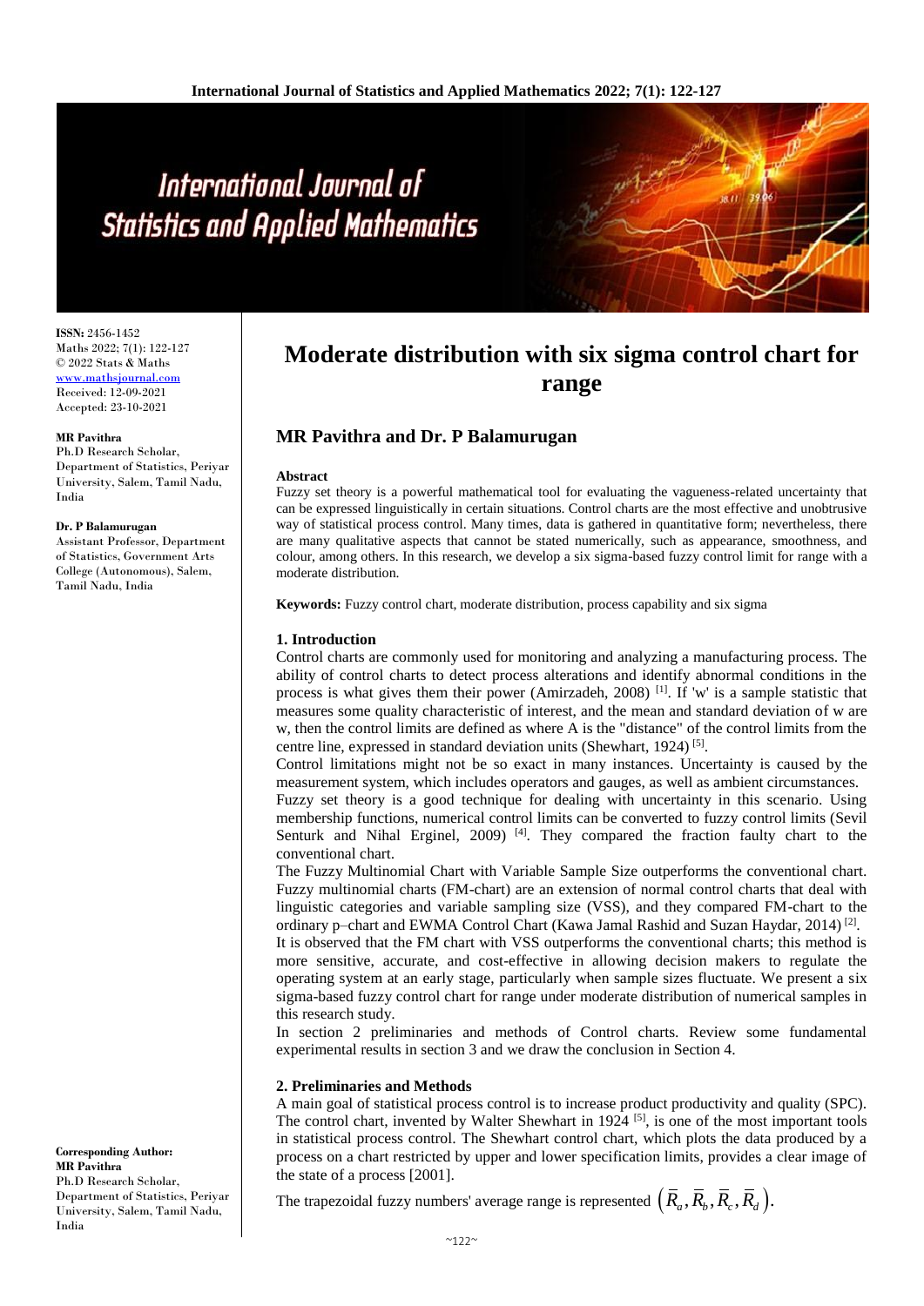# Moderate distribution with six sigma control chart for range

## MR Pavithra and Dr. P Balamurugan

**ISSN:** 2456-1452
Maths 2022; 7(1): 122-127
© 2022 Stats & Maths
www.mathsjournal.com
Received: 12-09-2021
Accepted: 23-10-2021

**MR Pavithra**
Ph.D Research Scholar, Department of Statistics, Periyar University, Salem, Tamil Nadu, India

**Dr. P Balamurugan**
Assistant Professor, Department of Statistics, Government Arts College (Autonomous), Salem, Tamil Nadu, India

**Corresponding Author:**
**MR Pavithra**
Ph.D Research Scholar, Department of Statistics, Periyar University, Salem, Tamil Nadu, India

**Abstract**

Fuzzy set theory is a powerful mathematical tool for evaluating the vagueness-related uncertainty that can be expressed linguistically in certain situations. Control charts are the most effective and unobtrusive way of statistical process control. Many times, data is gathered in quantitative form; nevertheless, there are many qualitative aspects that cannot be stated numerically, such as appearance, smoothness, and colour, among others. In this research, we develop a six sigma-based fuzzy control limit for range with a moderate distribution.

**Keywords:** Fuzzy control chart, moderate distribution, process capability and six sigma

### 1. Introduction

Control charts are commonly used for monitoring and analyzing a manufacturing process. The ability of control charts to detect process alterations and identify abnormal conditions in the process is what gives them their power (Amirzadeh, 2008) [1]. If 'w' is a sample statistic that measures some quality characteristic of interest, and the mean and standard deviation of w are w, then the control limits are defined as where A is the "distance" of the control limits from the centre line, expressed in standard deviation units (Shewhart, 1924) [5].

Control limitations might not be so exact in many instances. Uncertainty is caused by the measurement system, which includes operators and gauges, as well as ambient circumstances.

Fuzzy set theory is a good technique for dealing with uncertainty in this scenario. Using membership functions, numerical control limits can be converted to fuzzy control limits (Sevil Senturk and Nihal Erginel, 2009) [4]. They compared the fraction faulty chart to the conventional chart.

The Fuzzy Multinomial Chart with Variable Sample Size outperforms the conventional chart. Fuzzy multinomial charts (FM-chart) are an extension of normal control charts that deal with linguistic categories and variable sampling size (VSS), and they compared FM-chart to the ordinary p–chart and EWMA Control Chart (Kawa Jamal Rashid and Suzan Haydar, 2014) [2].

It is observed that the FM chart with VSS outperforms the conventional charts; this method is more sensitive, accurate, and cost-effective in allowing decision makers to regulate the operating system at an early stage, particularly when sample sizes fluctuate. We present a six sigma-based fuzzy control chart for range under moderate distribution of numerical samples in this research study.

In section 2 preliminaries and methods of Control charts. Review some fundamental experimental results in section 3 and we draw the conclusion in Section 4.

### 2. Preliminaries and Methods

A main goal of statistical process control is to increase product productivity and quality (SPC). The control chart, invented by Walter Shewhart in 1924 [5], is one of the most important tools in statistical process control. The Shewhart control chart, which plots the data produced by a process on a chart restricted by upper and lower specification limits, provides a clear image of the state of a process [2001].

The trapezoidal fuzzy numbers' average range is represented $\left(\bar{R}_a, \bar{R}_b, \bar{R}_c, \bar{R}_d\right)$.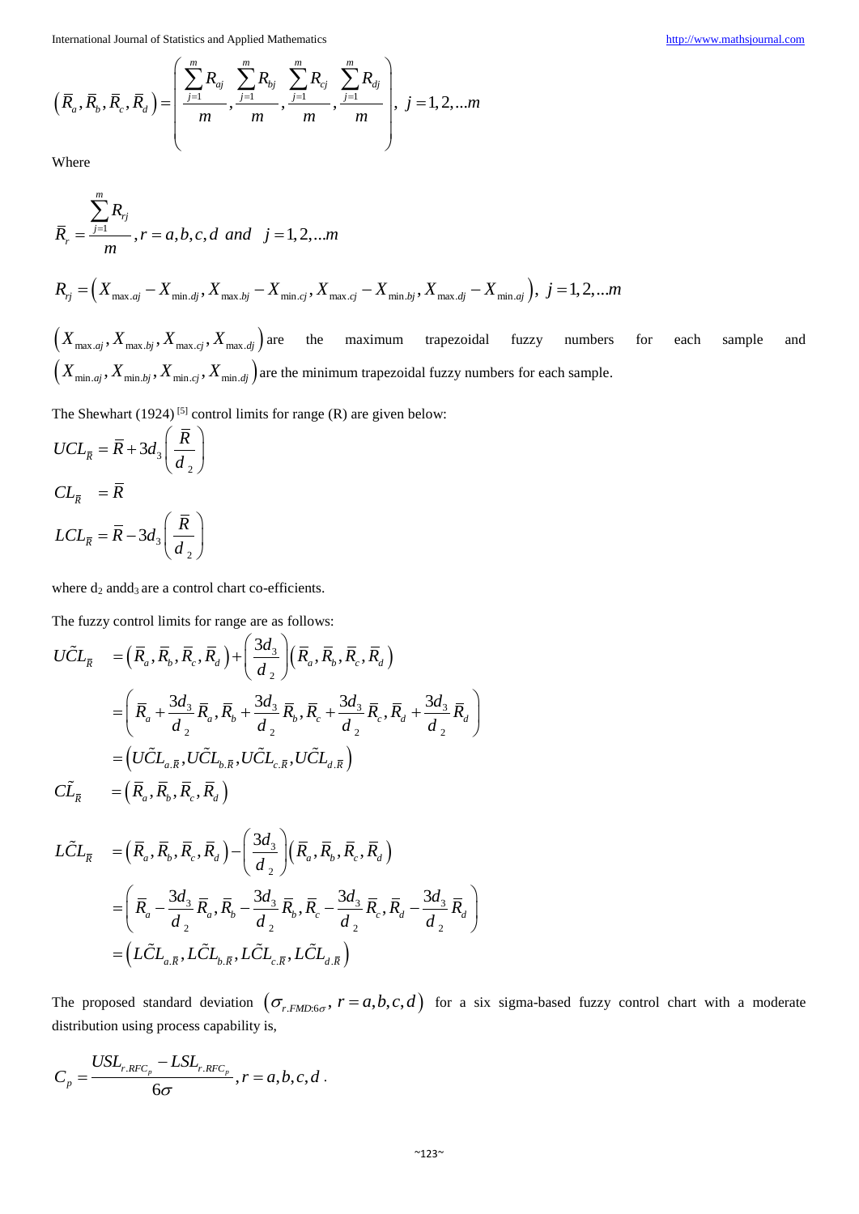$$\left(\bar{R}_a, \bar{R}_b, \bar{R}_c, \bar{R}_d\right) = \left(\frac{\sum_{j=1}^{m} R_{aj}}{m}, \frac{\sum_{j=1}^{m} R_{bj}}{m}, \frac{\sum_{j=1}^{m} R_{cj}}{m}, \frac{\sum_{j=1}^{m} R_{dj}}{m}\right), \ j = 1, 2, ...m$$

Where

$$\bar{R}_r = \frac{\sum_{j=1}^{m} R_{rj}}{m}, r = a, b, c, d \ \ and \ \ \ j = 1, 2, ...m$$

$$R_{rj} = \left(X_{\max.aj} - X_{\min.dj}, X_{\max.bj} - X_{\min.cj}, X_{\max.cj} - X_{\min.bj}, X_{\max.dj} - X_{\min.aj}\right), \ j = 1, 2, ...m$$

$\left(X_{\max.aj}, X_{\max.bj}, X_{\max.cj}, X_{\max.dj}\right)$ are the maximum trapezoidal fuzzy numbers for each sample and $\left(X_{\min.aj}, X_{\min.bj}, X_{\min.cj}, X_{\min.dj}\right)$ are the minimum trapezoidal fuzzy numbers for each sample.

The Shewhart (1924) [5] control limits for range (R) are given below:

$$UCL_{\bar{R}} = \bar{R} + 3d_3\left(\frac{\bar{R}}{d_2}\right)$$

$$CL_{\bar{R}} = \bar{R}$$

$$LCL_{\bar{R}} = \bar{R} - 3d_3\left(\frac{\bar{R}}{d_2}\right)$$

where $d_2$ and $d_3$ are a control chart co-efficients.

The fuzzy control limits for range are as follows:

$$\begin{aligned}
U\tilde{C}L_{\bar{R}} &= \left(\bar{R}_a, \bar{R}_b, \bar{R}_c, \bar{R}_d\right) + \left(\frac{3d_3}{d_2}\right)\left(\bar{R}_a, \bar{R}_b, \bar{R}_c, \bar{R}_d\right) \\
&= \left(\bar{R}_a + \frac{3d_3}{d_2}\bar{R}_a, \bar{R}_b + \frac{3d_3}{d_2}\bar{R}_b, \bar{R}_c + \frac{3d_3}{d_2}\bar{R}_c, \bar{R}_d + \frac{3d_3}{d_2}\bar{R}_d\right) \\
&= \left(U\tilde{C}L_{a.\bar{R}}, U\tilde{C}L_{b.\bar{R}}, U\tilde{C}L_{c.\bar{R}}, U\tilde{C}L_{d.\bar{R}}\right)
\end{aligned}$$

$$C\tilde{L}_{\bar{R}} = \left(\bar{R}_a, \bar{R}_b, \bar{R}_c, \bar{R}_d\right)$$

$$\begin{aligned}
L\tilde{C}L_{\bar{R}} &= \left(\bar{R}_a, \bar{R}_b, \bar{R}_c, \bar{R}_d\right) - \left(\frac{3d_3}{d_2}\right)\left(\bar{R}_a, \bar{R}_b, \bar{R}_c, \bar{R}_d\right) \\
&= \left(\bar{R}_a - \frac{3d_3}{d_2}\bar{R}_a, \bar{R}_b - \frac{3d_3}{d_2}\bar{R}_b, \bar{R}_c - \frac{3d_3}{d_2}\bar{R}_c, \bar{R}_d - \frac{3d_3}{d_2}\bar{R}_d\right) \\
&= \left(L\tilde{C}L_{a.\bar{R}}, L\tilde{C}L_{b.\bar{R}}, L\tilde{C}L_{c.\bar{R}}, L\tilde{C}L_{d.\bar{R}}\right)
\end{aligned}$$

The proposed standard deviation $\left(\sigma_{r.FMD:6\sigma}, \ r = a, b, c, d\right)$ for a six sigma-based fuzzy control chart with a moderate distribution using process capability is,

$$C_p = \frac{USL_{r.RFC_p} - LSL_{r.RFC_p}}{6\sigma}, r = a, b, c, d.$$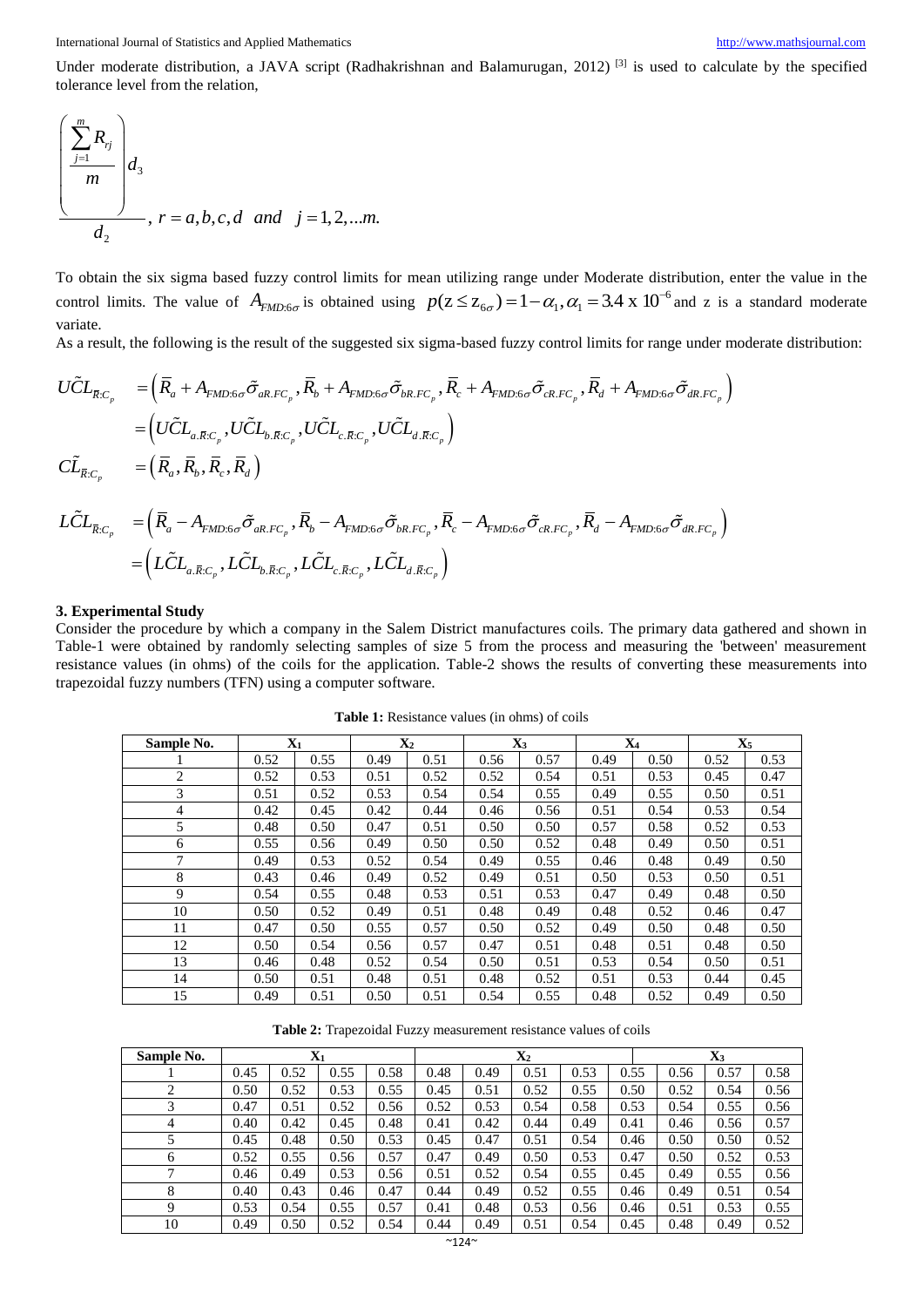Under moderate distribution, a JAVA script (Radhakrishnan and Balamurugan, 2012) [3] is used to calculate by the specified tolerance level from the relation,

$$\frac{\left(\frac{\sum_{j=1}^{m} R_{rj}}{m}\right) d_3}{d_2}, \; r = a, b, c, d \;\; and \;\; j = 1, 2, \ldots m.$$

To obtain the six sigma based fuzzy control limits for mean utilizing range under Moderate distribution, enter the value in the control limits. The value of $A_{FMD:6\sigma}$ is obtained using $p(z \le z_{6\sigma}) = 1 - \alpha_1, \alpha_1 = 3.4 \text{ x } 10^{-6}$ and z is a standard moderate variate.

As a result, the following is the result of the suggested six sigma-based fuzzy control limits for range under moderate distribution:

$$\begin{aligned}
U\tilde{C}L_{\bar{R}:C_p} &= \left(\bar{R}_a + A_{FMD:6\sigma}\tilde{\sigma}_{aR.FC_p}, \bar{R}_b + A_{FMD:6\sigma}\tilde{\sigma}_{bR.FC_p}, \bar{R}_c + A_{FMD:6\sigma}\tilde{\sigma}_{cR.FC_p}, \bar{R}_d + A_{FMD:6\sigma}\tilde{\sigma}_{dR.FC_p}\right) \\
&= \left(U\tilde{C}L_{a.\bar{R}:C_p}, U\tilde{C}L_{b.\bar{R}:C_p}, U\tilde{C}L_{c.\bar{R}:C_p}, U\tilde{C}L_{d.\bar{R}:C_p}\right) \\
C\tilde{L}_{\bar{R}:C_p} &= \left(\bar{R}_a, \bar{R}_b, \bar{R}_c, \bar{R}_d\right)
\end{aligned}$$

$$\begin{aligned}
L\tilde{C}L_{\bar{R}:C_p} &= \left(\bar{R}_a - A_{FMD:6\sigma}\tilde{\sigma}_{aR.FC_p}, \bar{R}_b - A_{FMD:6\sigma}\tilde{\sigma}_{bR.FC_p}, \bar{R}_c - A_{FMD:6\sigma}\tilde{\sigma}_{cR.FC_p}, \bar{R}_d - A_{FMD:6\sigma}\tilde{\sigma}_{dR.FC_p}\right) \\
&= \left(L\tilde{C}L_{a.\bar{R}:C_p}, L\tilde{C}L_{b.\bar{R}:C_p}, L\tilde{C}L_{c.\bar{R}:C_p}, L\tilde{C}L_{d.\bar{R}:C_p}\right)
\end{aligned}$$

## 3. Experimental Study

Consider the procedure by which a company in the Salem District manufactures coils. The primary data gathered and shown in Table-1 were obtained by randomly selecting samples of size 5 from the process and measuring the 'between' measurement resistance values (in ohms) of the coils for the application. Table-2 shows the results of converting these measurements into trapezoidal fuzzy numbers (TFN) using a computer software.

**Table 1:** Resistance values (in ohms) of coils

| Sample No. | $X_1$ | | $X_2$ | | $X_3$ | | $X_4$ | | $X_5$ | |
|---|---|---|---|---|---|---|---|---|---|---|
| 1 | 0.52 | 0.55 | 0.49 | 0.51 | 0.56 | 0.57 | 0.49 | 0.50 | 0.52 | 0.53 |
| 2 | 0.52 | 0.53 | 0.51 | 0.52 | 0.52 | 0.54 | 0.51 | 0.53 | 0.45 | 0.47 |
| 3 | 0.51 | 0.52 | 0.53 | 0.54 | 0.54 | 0.55 | 0.49 | 0.55 | 0.50 | 0.51 |
| 4 | 0.42 | 0.45 | 0.42 | 0.44 | 0.46 | 0.56 | 0.51 | 0.54 | 0.53 | 0.54 |
| 5 | 0.48 | 0.50 | 0.47 | 0.51 | 0.50 | 0.50 | 0.57 | 0.58 | 0.52 | 0.53 |
| 6 | 0.55 | 0.56 | 0.49 | 0.50 | 0.50 | 0.52 | 0.48 | 0.49 | 0.50 | 0.51 |
| 7 | 0.49 | 0.53 | 0.52 | 0.54 | 0.49 | 0.55 | 0.46 | 0.48 | 0.49 | 0.50 |
| 8 | 0.43 | 0.46 | 0.49 | 0.52 | 0.49 | 0.51 | 0.50 | 0.53 | 0.50 | 0.51 |
| 9 | 0.54 | 0.55 | 0.48 | 0.53 | 0.51 | 0.53 | 0.47 | 0.49 | 0.48 | 0.50 |
| 10 | 0.50 | 0.52 | 0.49 | 0.51 | 0.48 | 0.49 | 0.48 | 0.52 | 0.46 | 0.47 |
| 11 | 0.47 | 0.50 | 0.55 | 0.57 | 0.50 | 0.52 | 0.49 | 0.50 | 0.48 | 0.50 |
| 12 | 0.50 | 0.54 | 0.56 | 0.57 | 0.47 | 0.51 | 0.48 | 0.51 | 0.48 | 0.50 |
| 13 | 0.46 | 0.48 | 0.52 | 0.54 | 0.50 | 0.51 | 0.53 | 0.54 | 0.50 | 0.51 |
| 14 | 0.50 | 0.51 | 0.48 | 0.51 | 0.48 | 0.52 | 0.51 | 0.53 | 0.44 | 0.45 |
| 15 | 0.49 | 0.51 | 0.50 | 0.51 | 0.54 | 0.55 | 0.48 | 0.52 | 0.49 | 0.50 |

**Table 2:** Trapezoidal Fuzzy measurement resistance values of coils

| Sample No. | $X_1$ | | | | $X_2$ | | | | $X_3$ | | | |
|---|---|---|---|---|---|---|---|---|---|---|---|---|
| 1 | 0.45 | 0.52 | 0.55 | 0.58 | 0.48 | 0.49 | 0.51 | 0.53 | 0.55 | 0.56 | 0.57 | 0.58 |
| 2 | 0.50 | 0.52 | 0.53 | 0.55 | 0.45 | 0.51 | 0.52 | 0.55 | 0.50 | 0.52 | 0.54 | 0.56 |
| 3 | 0.47 | 0.51 | 0.52 | 0.56 | 0.52 | 0.53 | 0.54 | 0.58 | 0.53 | 0.54 | 0.55 | 0.56 |
| 4 | 0.40 | 0.42 | 0.45 | 0.48 | 0.41 | 0.42 | 0.44 | 0.49 | 0.41 | 0.46 | 0.56 | 0.57 |
| 5 | 0.45 | 0.48 | 0.50 | 0.53 | 0.45 | 0.47 | 0.51 | 0.54 | 0.46 | 0.50 | 0.50 | 0.52 |
| 6 | 0.52 | 0.55 | 0.56 | 0.57 | 0.47 | 0.49 | 0.50 | 0.53 | 0.47 | 0.50 | 0.52 | 0.53 |
| 7 | 0.46 | 0.49 | 0.53 | 0.56 | 0.51 | 0.52 | 0.54 | 0.55 | 0.45 | 0.49 | 0.55 | 0.56 |
| 8 | 0.40 | 0.43 | 0.46 | 0.47 | 0.44 | 0.49 | 0.52 | 0.55 | 0.46 | 0.49 | 0.51 | 0.54 |
| 9 | 0.53 | 0.54 | 0.55 | 0.57 | 0.41 | 0.48 | 0.53 | 0.56 | 0.46 | 0.51 | 0.53 | 0.55 |
| 10 | 0.49 | 0.50 | 0.52 | 0.54 | 0.44 | 0.49 | 0.51 | 0.54 | 0.45 | 0.48 | 0.49 | 0.52 |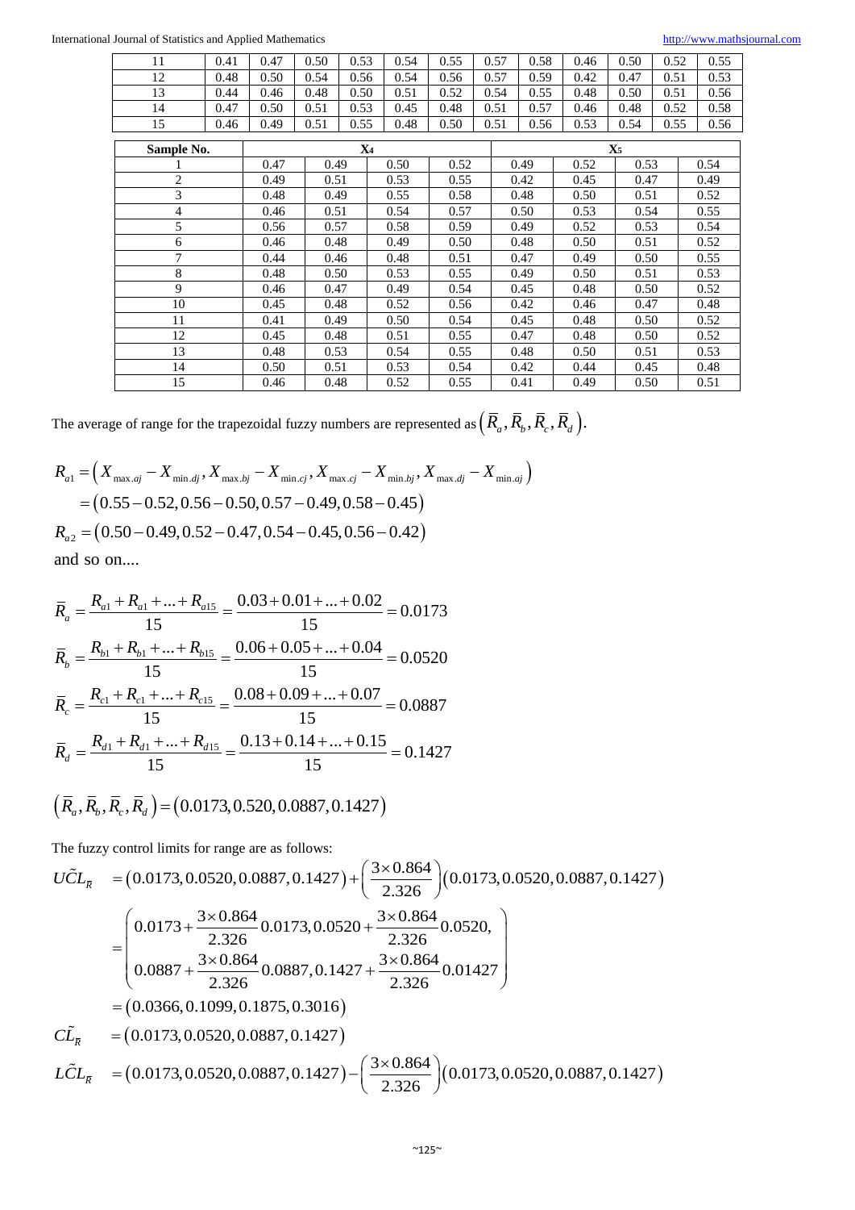| 11 | 0.41 | 0.47 | 0.50 | 0.53 | 0.54 | 0.55 | 0.57 | 0.58 | 0.46 | 0.50 | 0.52 | 0.55 |
|---|---|---|---|---|---|---|---|---|---|---|---|---|
| 12 | 0.48 | 0.50 | 0.54 | 0.56 | 0.54 | 0.56 | 0.57 | 0.59 | 0.42 | 0.47 | 0.51 | 0.53 |
| 13 | 0.44 | 0.46 | 0.48 | 0.50 | 0.51 | 0.52 | 0.54 | 0.55 | 0.48 | 0.50 | 0.51 | 0.56 |
| 14 | 0.47 | 0.50 | 0.51 | 0.53 | 0.45 | 0.48 | 0.51 | 0.57 | 0.46 | 0.48 | 0.52 | 0.58 |
| 15 | 0.46 | 0.49 | 0.51 | 0.55 | 0.48 | 0.50 | 0.51 | 0.56 | 0.53 | 0.54 | 0.55 | 0.56 |

| Sample No. | $X_4$ | | | | $X_5$ | | | |
|---|---|---|---|---|---|---|---|---|
| 1 | 0.47 | 0.49 | 0.50 | 0.52 | 0.49 | 0.52 | 0.53 | 0.54 |
| 2 | 0.49 | 0.51 | 0.53 | 0.55 | 0.42 | 0.45 | 0.47 | 0.49 |
| 3 | 0.48 | 0.49 | 0.55 | 0.58 | 0.48 | 0.50 | 0.51 | 0.52 |
| 4 | 0.46 | 0.51 | 0.54 | 0.57 | 0.50 | 0.53 | 0.54 | 0.55 |
| 5 | 0.56 | 0.57 | 0.58 | 0.59 | 0.49 | 0.52 | 0.53 | 0.54 |
| 6 | 0.46 | 0.48 | 0.49 | 0.50 | 0.48 | 0.50 | 0.51 | 0.52 |
| 7 | 0.44 | 0.46 | 0.48 | 0.51 | 0.47 | 0.49 | 0.50 | 0.55 |
| 8 | 0.48 | 0.50 | 0.53 | 0.55 | 0.49 | 0.50 | 0.51 | 0.53 |
| 9 | 0.46 | 0.47 | 0.49 | 0.54 | 0.45 | 0.48 | 0.50 | 0.52 |
| 10 | 0.45 | 0.48 | 0.52 | 0.56 | 0.42 | 0.46 | 0.47 | 0.48 |
| 11 | 0.41 | 0.49 | 0.50 | 0.54 | 0.45 | 0.48 | 0.50 | 0.52 |
| 12 | 0.45 | 0.48 | 0.51 | 0.55 | 0.47 | 0.48 | 0.50 | 0.52 |
| 13 | 0.48 | 0.53 | 0.54 | 0.55 | 0.48 | 0.50 | 0.51 | 0.53 |
| 14 | 0.50 | 0.51 | 0.53 | 0.54 | 0.42 | 0.44 | 0.45 | 0.48 |
| 15 | 0.46 | 0.48 | 0.52 | 0.55 | 0.41 | 0.49 | 0.50 | 0.51 |

The average of range for the trapezoidal fuzzy numbers are represented as $\left(\bar{R}_a, \bar{R}_b, \bar{R}_c, \bar{R}_d\right)$.

$$R_{a1} = \left(X_{\max.aj} - X_{\min.dj}, X_{\max.bj} - X_{\min.cj}, X_{\max.cj} - X_{\min.bj}, X_{\max.dj} - X_{\min.aj}\right)$$
$$= \left(0.55 - 0.52, 0.56 - 0.50, 0.57 - 0.49, 0.58 - 0.45\right)$$
$$R_{a2} = \left(0.50 - 0.49, 0.52 - 0.47, 0.54 - 0.45, 0.56 - 0.42\right)$$

and so on....

$$\bar{R}_a = \frac{R_{a1} + R_{a1} + ... + R_{a15}}{15} = \frac{0.03 + 0.01 + ... + 0.02}{15} = 0.0173$$

$$\bar{R}_b = \frac{R_{b1} + R_{b1} + ... + R_{b15}}{15} = \frac{0.06 + 0.05 + ... + 0.04}{15} = 0.0520$$

$$\bar{R}_c = \frac{R_{c1} + R_{c1} + ... + R_{c15}}{15} = \frac{0.08 + 0.09 + ... + 0.07}{15} = 0.0887$$

$$\bar{R}_d = \frac{R_{d1} + R_{d1} + ... + R_{d15}}{15} = \frac{0.13 + 0.14 + ... + 0.15}{15} = 0.1427$$

$$\left(\bar{R}_a, \bar{R}_b, \bar{R}_c, \bar{R}_d\right) = \left(0.0173, 0.520, 0.0887, 0.1427\right)$$

The fuzzy control limits for range are as follows:

$$U\tilde{C}L_{\bar{R}} = \left(0.0173, 0.0520, 0.0887, 0.1427\right) + \left(\frac{3 \times 0.864}{2.326}\right)\left(0.0173, 0.0520, 0.0887, 0.1427\right)$$

$$= \begin{pmatrix} 0.0173 + \frac{3 \times 0.864}{2.326}0.0173, 0.0520 + \frac{3 \times 0.864}{2.326}0.0520, \\ 0.0887 + \frac{3 \times 0.864}{2.326}0.0887, 0.1427 + \frac{3 \times 0.864}{2.326}0.01427 \end{pmatrix}$$

$$= \left(0.0366, 0.1099, 0.1875, 0.3016\right)$$

$$C\tilde{L}_{\bar{R}} = \left(0.0173, 0.0520, 0.0887, 0.1427\right)$$

$$L\tilde{C}L_{\bar{R}} = \left(0.0173, 0.0520, 0.0887, 0.1427\right) - \left(\frac{3 \times 0.864}{2.326}\right)\left(0.0173, 0.0520, 0.0887, 0.1427\right)$$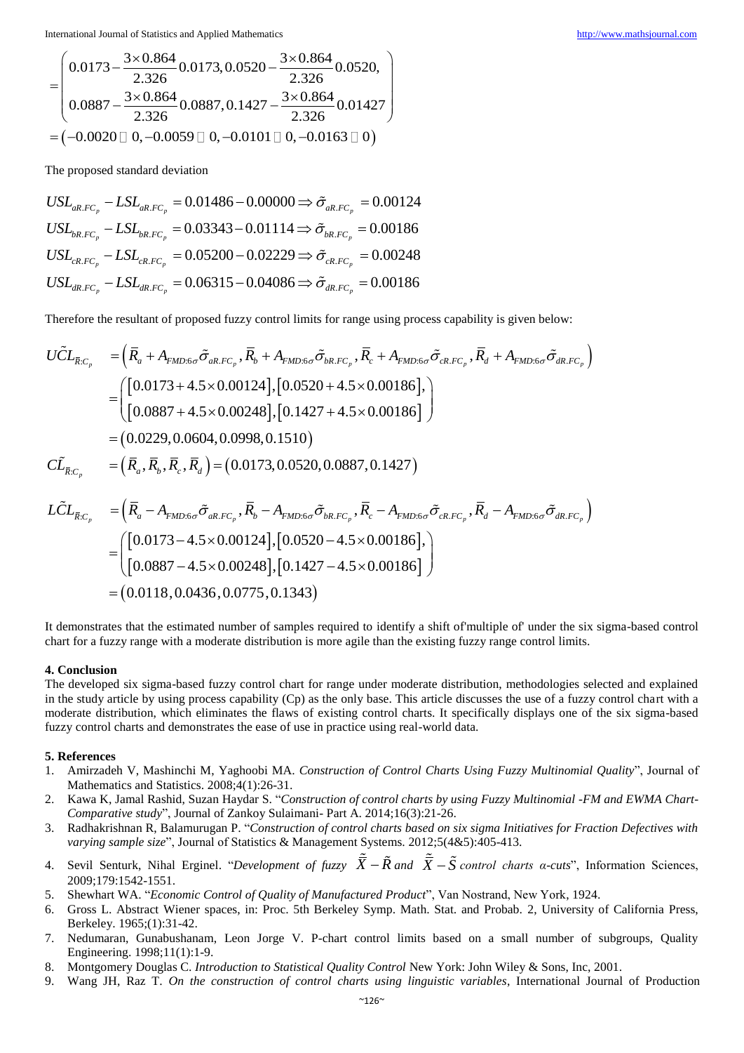$$
=\begin{pmatrix} 0.0173-\dfrac{3\times 0.864}{2.326}0.0173, 0.0520-\dfrac{3\times 0.864}{2.326}0.0520, \\ 0.0887-\dfrac{3\times 0.864}{2.326}0.0887, 0.1427-\dfrac{3\times 0.864}{2.326}0.01427 \end{pmatrix}
$$

$$
=(-0.0020 \square\ 0, -0.0059 \square\ 0, -0.0101 \square\ 0, -0.0163 \square\ 0)
$$

The proposed standard deviation

$$
USL_{aR.FC_p} - LSL_{aR.FC_p} = 0.01486 - 0.00000 \Rightarrow \tilde{\sigma}_{aR.FC_p} = 0.00124
$$

$$
USL_{bR.FC_p} - LSL_{bR.FC_p} = 0.03343 - 0.01114 \Rightarrow \tilde{\sigma}_{bR.FC_p} = 0.00186
$$

$$
USL_{cR.FC_p} - LSL_{cR.FC_p} = 0.05200 - 0.02229 \Rightarrow \tilde{\sigma}_{cR.FC_p} = 0.00248
$$

$$
USL_{dR.FC_p} - LSL_{dR.FC_p} = 0.06315 - 0.04086 \Rightarrow \tilde{\sigma}_{dR.FC_p} = 0.00186
$$

Therefore the resultant of proposed fuzzy control limits for range using process capability is given below:

$$
\begin{aligned}
U\tilde{C}L_{\bar{R}:C_p} &= \left(\bar{R}_a + A_{FMD:6\sigma}\tilde{\sigma}_{aR.FC_p}, \bar{R}_b + A_{FMD:6\sigma}\tilde{\sigma}_{bR.FC_p}, \bar{R}_c + A_{FMD:6\sigma}\tilde{\sigma}_{cR.FC_p}, \bar{R}_d + A_{FMD:6\sigma}\tilde{\sigma}_{dR.FC_p}\right) \\
&= \begin{pmatrix} [0.0173 + 4.5\times 0.00124], [0.0520 + 4.5\times 0.00186], \\ [0.0887 + 4.5\times 0.00248], [0.1427 + 4.5\times 0.00186] \end{pmatrix} \\
&= (0.0229, 0.0604, 0.0998, 0.1510) \\
C\tilde{L}_{\bar{R}:C_p} &= \left(\bar{R}_a, \bar{R}_b, \bar{R}_c, \bar{R}_d\right) = (0.0173, 0.0520, 0.0887, 0.1427) \\
L\tilde{C}L_{\bar{R}:C_p} &= \left(\bar{R}_a - A_{FMD:6\sigma}\tilde{\sigma}_{aR.FC_p}, \bar{R}_b - A_{FMD:6\sigma}\tilde{\sigma}_{bR.FC_p}, \bar{R}_c - A_{FMD:6\sigma}\tilde{\sigma}_{cR.FC_p}, \bar{R}_d - A_{FMD:6\sigma}\tilde{\sigma}_{dR.FC_p}\right) \\
&= \begin{pmatrix} [0.0173 - 4.5\times 0.00124], [0.0520 - 4.5\times 0.00186], \\ [0.0887 - 4.5\times 0.00248], [0.1427 - 4.5\times 0.00186] \end{pmatrix} \\
&= (0.0118, 0.0436, 0.0775, 0.1343)
\end{aligned}
$$

It demonstrates that the estimated number of samples required to identify a shift of'multiple of' under the six sigma-based control chart for a fuzzy range with a moderate distribution is more agile than the existing fuzzy range control limits.

## 4. Conclusion

The developed six sigma-based fuzzy control chart for range under moderate distribution, methodologies selected and explained in the study article by using process capability (Cp) as the only base. This article discusses the use of a fuzzy control chart with a moderate distribution, which eliminates the flaws of existing control charts. It specifically displays one of the six sigma-based fuzzy control charts and demonstrates the ease of use in practice using real-world data.

## 5. References

1. Amirzadeh V, Mashinchi M, Yaghoobi MA. *Construction of Control Charts Using Fuzzy Multinomial Quality*", Journal of Mathematics and Statistics. 2008;4(1):26-31.
2. Kawa K, Jamal Rashid, Suzan Haydar S. "*Construction of control charts by using Fuzzy Multinomial -FM and EWMA Chart-Comparative study*", Journal of Zankoy Sulaimani- Part A. 2014;16(3):21-26.
3. Radhakrishnan R, Balamurugan P. "*Construction of control charts based on six sigma Initiatives for Fraction Defectives with varying sample size*", Journal of Statistics & Management Systems. 2012;5(4&5):405-413.
4. Sevil Senturk, Nihal Erginel. "*Development of fuzzy* $\tilde{\bar{\bar{X}}} - \tilde{R}$ *and* $\tilde{\bar{\bar{X}}} - \tilde{S}$ *control charts α-cuts*", Information Sciences, 2009;179:1542-1551.
5. Shewhart WA. "*Economic Control of Quality of Manufactured Product*", Van Nostrand, New York, 1924.
6. Gross L. Abstract Wiener spaces, in: Proc. 5th Berkeley Symp. Math. Stat. and Probab. 2, University of California Press, Berkeley. 1965;(1):31-42.
7. Nedumaran, Gunabushanam, Leon Jorge V. P-chart control limits based on a small number of subgroups, Quality Engineering. 1998;11(1):1-9.
8. Montgomery Douglas C. *Introduction to Statistical Quality Control* New York: John Wiley & Sons, Inc, 2001.
9. Wang JH, Raz T. *On the construction of control charts using linguistic variables*, International Journal of Production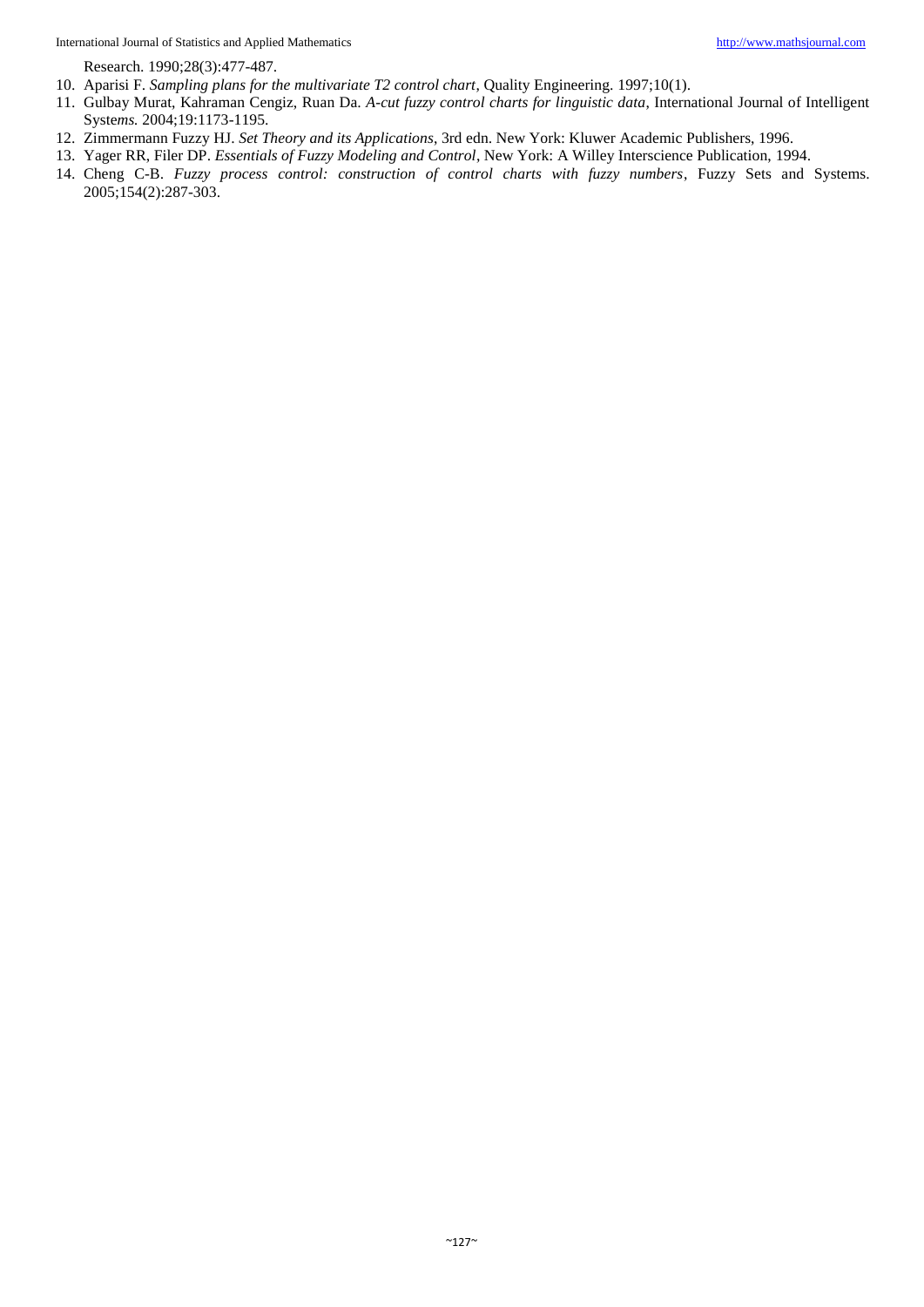Research. 1990;28(3):477-487.

10. Aparisi F. *Sampling plans for the multivariate T2 control chart*, Quality Engineering. 1997;10(1).
11. Gulbay Murat, Kahraman Cengiz, Ruan Da. *A-cut fuzzy control charts for linguistic data*, International Journal of Intelligent Syst*ems.* 2004;19:1173-1195.
12. Zimmermann Fuzzy HJ. *Set Theory and its Applications*, 3rd edn. New York: Kluwer Academic Publishers, 1996.
13. Yager RR, Filer DP. *Essentials of Fuzzy Modeling and Control*, New York: A Willey Interscience Publication, 1994.
14. Cheng C-B. *Fuzzy process control: construction of control charts with fuzzy numbers*, Fuzzy Sets and Systems. 2005;154(2):287-303.